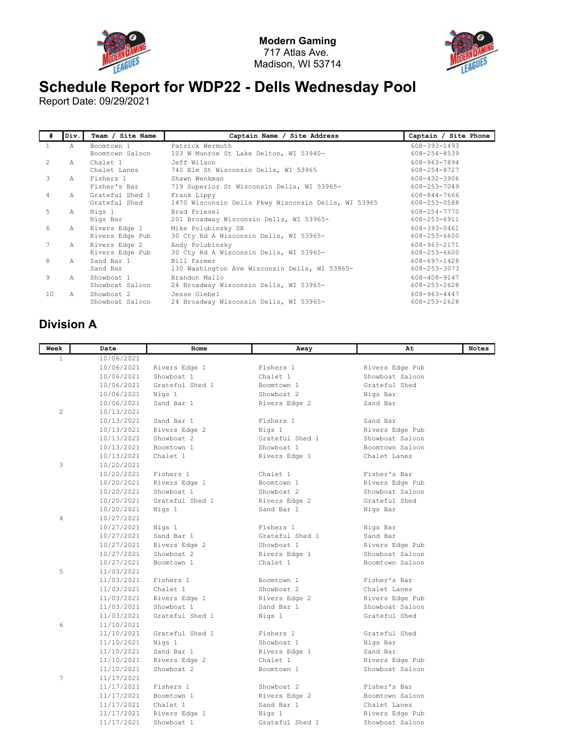**Modern Gaming**
717 Atlas Ave.
Madison, WI 53714

# Schedule Report for WDP22 - Dells Wednesday Pool

Report Date: 09/29/2021

| # | Div. | Team / Site Name | Captain Name / Site Address | Captain / Site Phone |
|---|---|---|---|---|
| 1 | A | Boomtown 1<br>Boomtown Saloon | Patrick Wermuth<br>103 W Munroe St Lake Delton, WI 53940- | 608-393-1493<br>608-254-8539 |
| 2 | A | Chalet 1<br>Chalet Lanes | Jeff Wilson<br>740 Elm St Wisconsin Dells, WI 53965 | 608-963-7894<br>608-254-8727 |
| 3 | A | Fishers 1<br>Fisher's Bar | Shawn Wenkman<br>719 Superior St Wisconsin Dells, WI 53965- | 608-432-3906<br>608-253-7049 |
| 4 | A | Grateful Shed 1<br>Grateful Shed | Frank Lippy<br>1470 Wisconsin Dells Pkwy Wisconsin Dells, WI 53965 | 608-844-7666<br>608-253-0588 |
| 5 | A | Nigs 1<br>Nigs Bar | Brad Priesel<br>201 Broadway Wisconsin Dells, WI 53965- | 608-254-7770<br>608-253-6911 |
| 6 | A | Rivers Edge 1<br>Rivers Edge Pub | Mike Polubinsky SR<br>30 Cty Rd A Wisconsin Dells, WI 53965- | 608-393-0461<br>608-253-6600 |
| 7 | A | Rivers Edge 2<br>Rivers Edge Pub | Andy Polubinsky<br>30 Cty Rd A Wisconsin Dells, WI 53965- | 608-963-2171<br>608-253-6600 |
| 8 | A | Sand Bar 1<br>Sand Bar | Bill Farmer<br>130 Washington Ave Wisconsin Dells, WI 53965- | 608-697-1428<br>608-253-3073 |
| 9 | A | Showboat 1<br>Showboat Saloon | Brandon Mallo<br>24 Broadway Wisconsin Dells, WI 53965- | 608-408-9147<br>608-253-2628 |
| 10 | A | Showboat 2<br>Showboat Saloon | Jesse Giebel<br>24 Broadway Wisconsin Dells, WI 53965- | 608-963-4447<br>608-253-2628 |

## Division A

| Week | Date | Home | Away | At | Notes |
|---|---|---|---|---|---|
| 1 | 10/06/2021 | | | | |
| | 10/06/2021 | Rivers Edge 1 | Fishers 1 | Rivers Edge Pub | |
| | 10/06/2021 | Showboat 1 | Chalet 1 | Showboat Saloon | |
| | 10/06/2021 | Grateful Shed 1 | Boomtown 1 | Grateful Shed | |
| | 10/06/2021 | Nigs 1 | Showboat 2 | Nigs Bar | |
| | 10/06/2021 | Sand Bar 1 | Rivers Edge 2 | Sand Bar | |
| 2 | 10/13/2021 | | | | |
| | 10/13/2021 | Sand Bar 1 | Fishers 1 | Sand Bar | |
| | 10/13/2021 | Rivers Edge 2 | Nigs 1 | Rivers Edge Pub | |
| | 10/13/2021 | Showboat 2 | Grateful Shed 1 | Showboat Saloon | |
| | 10/13/2021 | Boomtown 1 | Showboat 1 | Boomtown Saloon | |
| | 10/13/2021 | Chalet 1 | Rivers Edge 1 | Chalet Lanes | |
| 3 | 10/20/2021 | | | | |
| | 10/20/2021 | Fishers 1 | Chalet 1 | Fisher's Bar | |
| | 10/20/2021 | Rivers Edge 1 | Boomtown 1 | Rivers Edge Pub | |
| | 10/20/2021 | Showboat 1 | Showboat 2 | Showboat Saloon | |
| | 10/20/2021 | Grateful Shed 1 | Rivers Edge 2 | Grateful Shed | |
| | 10/20/2021 | Nigs 1 | Sand Bar 1 | Nigs Bar | |
| 4 | 10/27/2021 | | | | |
| | 10/27/2021 | Nigs 1 | Fishers 1 | Nigs Bar | |
| | 10/27/2021 | Sand Bar 1 | Grateful Shed 1 | Sand Bar | |
| | 10/27/2021 | Rivers Edge 2 | Showboat 1 | Rivers Edge Pub | |
| | 10/27/2021 | Showboat 2 | Rivers Edge 1 | Showboat Saloon | |
| | 10/27/2021 | Boomtown 1 | Chalet 1 | Boomtown Saloon | |
| 5 | 11/03/2021 | | | | |
| | 11/03/2021 | Fishers 1 | Boomtown 1 | Fisher's Bar | |
| | 11/03/2021 | Chalet 1 | Showboat 2 | Chalet Lanes | |
| | 11/03/2021 | Rivers Edge 1 | Rivers Edge 2 | Rivers Edge Pub | |
| | 11/03/2021 | Showboat 1 | Sand Bar 1 | Showboat Saloon | |
| | 11/03/2021 | Grateful Shed 1 | Nigs 1 | Grateful Shed | |
| 6 | 11/10/2021 | | | | |
| | 11/10/2021 | Grateful Shed 1 | Fishers 1 | Grateful Shed | |
| | 11/10/2021 | Nigs 1 | Showboat 1 | Nigs Bar | |
| | 11/10/2021 | Sand Bar 1 | Rivers Edge 1 | Sand Bar | |
| | 11/10/2021 | Rivers Edge 2 | Chalet 1 | Rivers Edge Pub | |
| | 11/10/2021 | Showboat 2 | Boomtown 1 | Showboat Saloon | |
| 7 | 11/17/2021 | | | | |
| | 11/17/2021 | Fishers 1 | Showboat 2 | Fisher's Bar | |
| | 11/17/2021 | Boomtown 1 | Rivers Edge 2 | Boomtown Saloon | |
| | 11/17/2021 | Chalet 1 | Sand Bar 1 | Chalet Lanes | |
| | 11/17/2021 | Rivers Edge 1 | Nigs 1 | Rivers Edge Pub | |
| | 11/17/2021 | Showboat 1 | Grateful Shed 1 | Showboat Saloon | |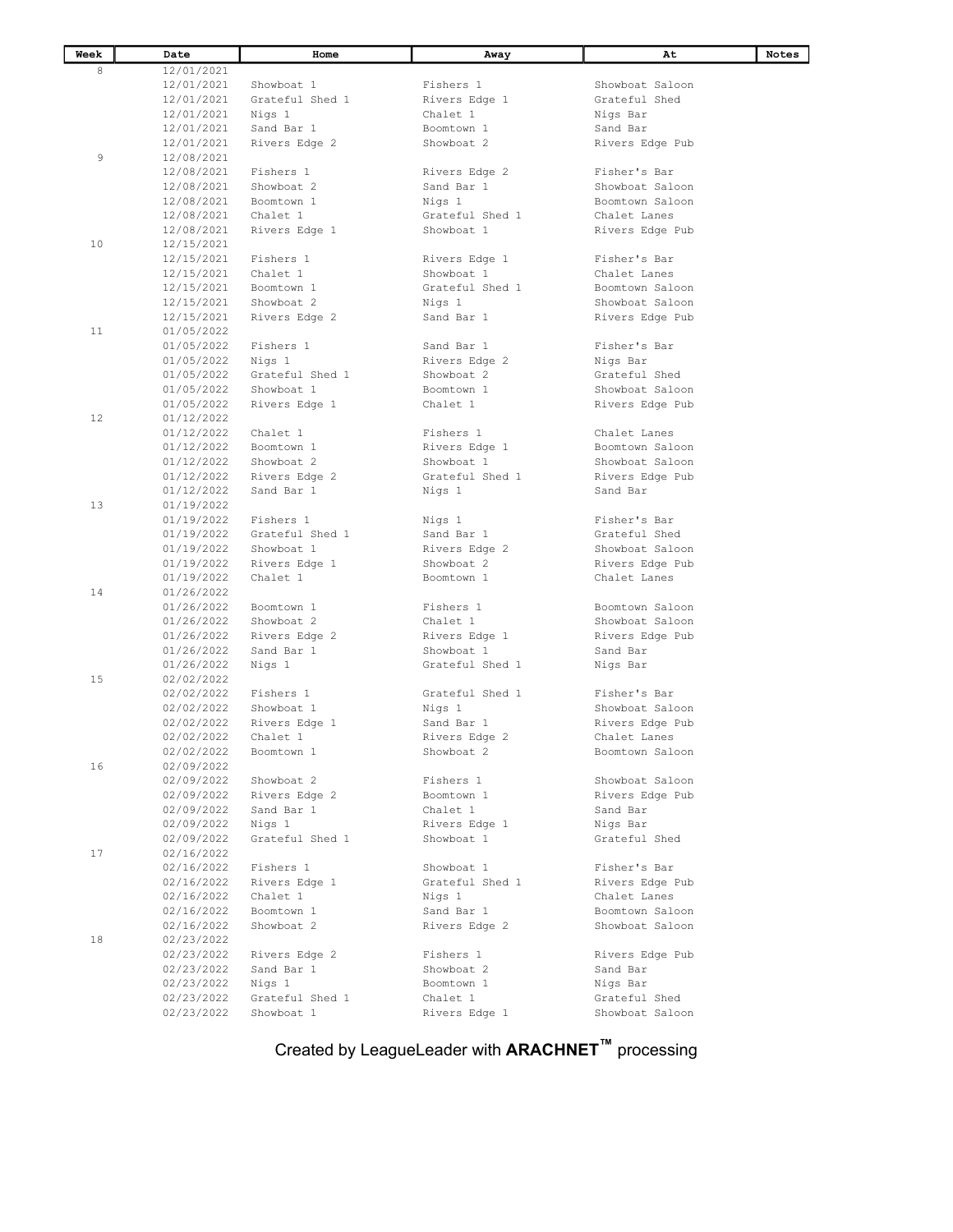| Week | Date | Home | Away | At | Notes |
|---|---|---|---|---|---|
| 8 | 12/01/2021 | | | | |
| | 12/01/2021 | Showboat 1 | Fishers 1 | Showboat Saloon | |
| | 12/01/2021 | Grateful Shed 1 | Rivers Edge 1 | Grateful Shed | |
| | 12/01/2021 | Nigs 1 | Chalet 1 | Nigs Bar | |
| | 12/01/2021 | Sand Bar 1 | Boomtown 1 | Sand Bar | |
| | 12/01/2021 | Rivers Edge 2 | Showboat 2 | Rivers Edge Pub | |
| 9 | 12/08/2021 | | | | |
| | 12/08/2021 | Fishers 1 | Rivers Edge 2 | Fisher's Bar | |
| | 12/08/2021 | Showboat 2 | Sand Bar 1 | Showboat Saloon | |
| | 12/08/2021 | Boomtown 1 | Nigs 1 | Boomtown Saloon | |
| | 12/08/2021 | Chalet 1 | Grateful Shed 1 | Chalet Lanes | |
| | 12/08/2021 | Rivers Edge 1 | Showboat 1 | Rivers Edge Pub | |
| 10 | 12/15/2021 | | | | |
| | 12/15/2021 | Fishers 1 | Rivers Edge 1 | Fisher's Bar | |
| | 12/15/2021 | Chalet 1 | Showboat 1 | Chalet Lanes | |
| | 12/15/2021 | Boomtown 1 | Grateful Shed 1 | Boomtown Saloon | |
| | 12/15/2021 | Showboat 2 | Nigs 1 | Showboat Saloon | |
| | 12/15/2021 | Rivers Edge 2 | Sand Bar 1 | Rivers Edge Pub | |
| 11 | 01/05/2022 | | | | |
| | 01/05/2022 | Fishers 1 | Sand Bar 1 | Fisher's Bar | |
| | 01/05/2022 | Nigs 1 | Rivers Edge 2 | Nigs Bar | |
| | 01/05/2022 | Grateful Shed 1 | Showboat 2 | Grateful Shed | |
| | 01/05/2022 | Showboat 1 | Boomtown 1 | Showboat Saloon | |
| | 01/05/2022 | Rivers Edge 1 | Chalet 1 | Rivers Edge Pub | |
| 12 | 01/12/2022 | | | | |
| | 01/12/2022 | Chalet 1 | Fishers 1 | Chalet Lanes | |
| | 01/12/2022 | Boomtown 1 | Rivers Edge 1 | Boomtown Saloon | |
| | 01/12/2022 | Showboat 2 | Showboat 1 | Showboat Saloon | |
| | 01/12/2022 | Rivers Edge 2 | Grateful Shed 1 | Rivers Edge Pub | |
| | 01/12/2022 | Sand Bar 1 | Nigs 1 | Sand Bar | |
| 13 | 01/19/2022 | | | | |
| | 01/19/2022 | Fishers 1 | Nigs 1 | Fisher's Bar | |
| | 01/19/2022 | Grateful Shed 1 | Sand Bar 1 | Grateful Shed | |
| | 01/19/2022 | Showboat 1 | Rivers Edge 2 | Showboat Saloon | |
| | 01/19/2022 | Rivers Edge 1 | Showboat 2 | Rivers Edge Pub | |
| | 01/19/2022 | Chalet 1 | Boomtown 1 | Chalet Lanes | |
| 14 | 01/26/2022 | | | | |
| | 01/26/2022 | Boomtown 1 | Fishers 1 | Boomtown Saloon | |
| | 01/26/2022 | Showboat 2 | Chalet 1 | Showboat Saloon | |
| | 01/26/2022 | Rivers Edge 2 | Rivers Edge 1 | Rivers Edge Pub | |
| | 01/26/2022 | Sand Bar 1 | Showboat 1 | Sand Bar | |
| | 01/26/2022 | Nigs 1 | Grateful Shed 1 | Nigs Bar | |
| 15 | 02/02/2022 | | | | |
| | 02/02/2022 | Fishers 1 | Grateful Shed 1 | Fisher's Bar | |
| | 02/02/2022 | Showboat 1 | Nigs 1 | Showboat Saloon | |
| | 02/02/2022 | Rivers Edge 1 | Sand Bar 1 | Rivers Edge Pub | |
| | 02/02/2022 | Chalet 1 | Rivers Edge 2 | Chalet Lanes | |
| | 02/02/2022 | Boomtown 1 | Showboat 2 | Boomtown Saloon | |
| 16 | 02/09/2022 | | | | |
| | 02/09/2022 | Showboat 2 | Fishers 1 | Showboat Saloon | |
| | 02/09/2022 | Rivers Edge 2 | Boomtown 1 | Rivers Edge Pub | |
| | 02/09/2022 | Sand Bar 1 | Chalet 1 | Sand Bar | |
| | 02/09/2022 | Nigs 1 | Rivers Edge 1 | Nigs Bar | |
| | 02/09/2022 | Grateful Shed 1 | Showboat 1 | Grateful Shed | |
| 17 | 02/16/2022 | | | | |
| | 02/16/2022 | Fishers 1 | Showboat 1 | Fisher's Bar | |
| | 02/16/2022 | Rivers Edge 1 | Grateful Shed 1 | Rivers Edge Pub | |
| | 02/16/2022 | Chalet 1 | Nigs 1 | Chalet Lanes | |
| | 02/16/2022 | Boomtown 1 | Sand Bar 1 | Boomtown Saloon | |
| | 02/16/2022 | Showboat 2 | Rivers Edge 2 | Showboat Saloon | |
| 18 | 02/23/2022 | | | | |
| | 02/23/2022 | Rivers Edge 2 | Fishers 1 | Rivers Edge Pub | |
| | 02/23/2022 | Sand Bar 1 | Showboat 2 | Sand Bar | |
| | 02/23/2022 | Nigs 1 | Boomtown 1 | Nigs Bar | |
| | 02/23/2022 | Grateful Shed 1 | Chalet 1 | Grateful Shed | |
| | 02/23/2022 | Showboat 1 | Rivers Edge 1 | Showboat Saloon | |

Created by LeagueLeader with **ARACHNET™** processing